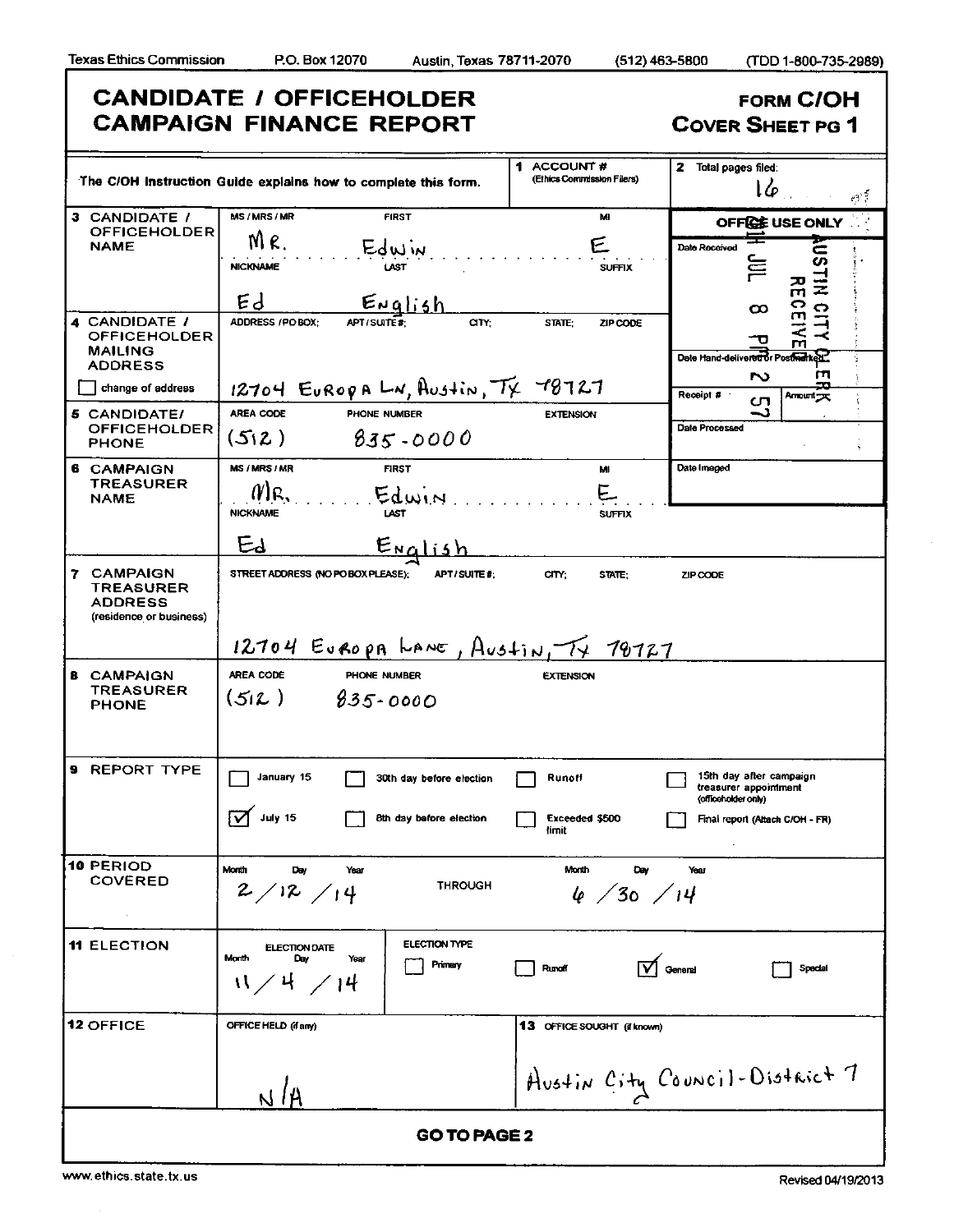Texas Ethics Commission P.O. Box 12070 Austin, Texas 78711-2070 (512) 463-5800 (TDD 1-800-735-2989)

# CANDIDATE / OFFICEHOLDER CAMPAIGN FINANCE REPORT

**FORM C/OH**
**COVER SHEET PG 1**

| The C/OH Instruction Guide explains how to complete this form. | 1 ACCOUNT # (Ethics Commission Filers) | 2 Total pages filed: 16 |
|---|---|---|

| Field | Details |
|---|---|
| 3 CANDIDATE / OFFICEHOLDER NAME | MS / MRS / MR: Mr. FIRST: Edwin MI: E NICKNAME: Ed LAST: English SUFFIX: |
| 4 CANDIDATE / OFFICEHOLDER MAILING ADDRESS ☐ change of address | ADDRESS / PO BOX; APT / SUITE #; CITY; STATE; ZIP CODE: 12704 Europa Ln, Austin, Tx 78727 |
| 5 CANDIDATE/ OFFICEHOLDER PHONE | AREA CODE: (512) PHONE NUMBER: 835-0000 EXTENSION: |
| 6 CAMPAIGN TREASURER NAME | MS / MRS / MR: Mr. FIRST: Edwin MI: E NICKNAME: Ed LAST: English SUFFIX: |
| 7 CAMPAIGN TREASURER ADDRESS (residence or business) | STREET ADDRESS (NO PO BOX PLEASE); APT / SUITE #; CITY; STATE; ZIP CODE: 12704 Europa Lane, Austin, Tx 78727 |
| 8 CAMPAIGN TREASURER PHONE | AREA CODE: (512) PHONE NUMBER: 835-0000 EXTENSION: |

**OFFICE USE ONLY**

Date Received: 2014 JUL 8 PM 2 57 — AUSTIN CITY CLERK RECEIVED

Date Hand-delivered or Postmarked:

Receipt #: Amount:

Date Processed:

Date Imaged:

**9 REPORT TYPE**

- ☐ January 15
- ☐ 30th day before election
- ☐ Runoff
- ☐ 15th day after campaign treasurer appointment (officeholder only)
- ☑ July 15
- ☐ 8th day before election
- ☐ Exceeded $500 limit
- ☐ Final report (Attach C/OH - FR)

**10 PERIOD COVERED**

Month Day Year: 2 / 12 / 14 THROUGH Month Day Year: 6 / 30 / 14

**11 ELECTION**

ELECTION DATE Month Day Year: 11 / 4 / 14

ELECTION TYPE: ☐ Primary ☐ Runoff ☑ General ☐ Special

**12 OFFICE**

OFFICE HELD (if any): N/A

**13 OFFICE SOUGHT (if known)**: Austin City Council-District 7

**GO TO PAGE 2**

www.ethics.state.tx.us Revised 04/19/2013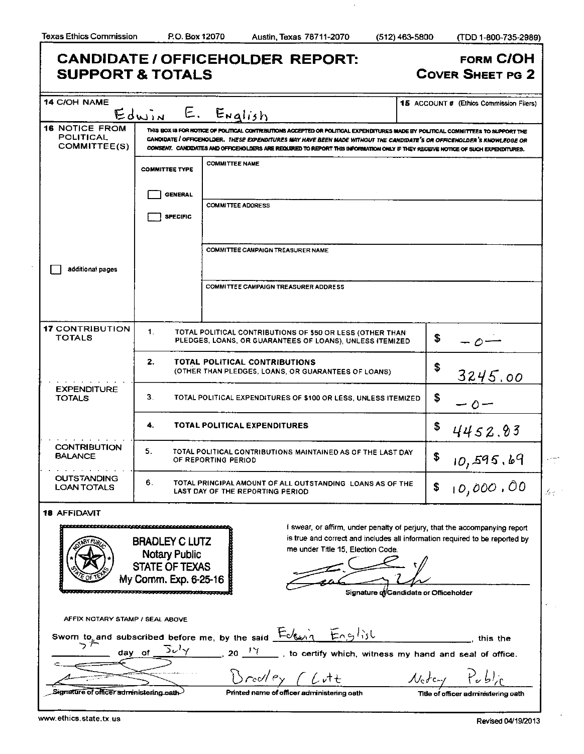Texas Ethics Commission P.O. Box 12070 Austin, Texas 78711-2070 (512) 463-5800 (TDD 1-800-735-2989)

# CANDIDATE / OFFICEHOLDER REPORT: SUPPORT & TOTALS

**FORM C/OH**
**COVER SHEET PG 2**

| **14** C/OH NAME | **15** ACCOUNT # (Ethics Commission Filers) |
|---|---|
| Edwin E. English | |

**16 NOTICE FROM POLITICAL COMMITTEE(S)**

THIS BOX IS FOR NOTICE OF POLITICAL CONTRIBUTIONS ACCEPTED OR POLITICAL EXPENDITURES MADE BY POLITICAL COMMITTEES TO SUPPORT THE CANDIDATE / OFFICEHOLDER. *THESE EXPENDITURES MAY HAVE BEEN MADE WITHOUT THE CANDIDATE'S OR OFFICEHOLDER'S KNOWLEDGE OR CONSENT.* CANDIDATES AND OFFICEHOLDERS ARE REQUIRED TO REPORT THIS INFORMATION ONLY IF THEY RECEIVE NOTICE OF SUCH EXPENDITURES.

| COMMITTEE TYPE | |
|---|---|
| ☐ GENERAL ☐ SPECIFIC | COMMITTEE NAME |
| | COMMITTEE ADDRESS |
| | COMMITTEE CAMPAIGN TREASURER NAME |
| | COMMITTEE CAMPAIGN TREASURER ADDRESS |

☐ additional pages

| | | | |
|---|---|---|---|
| **17 CONTRIBUTION TOTALS** | 1. | TOTAL POLITICAL CONTRIBUTIONS OF $50 OR LESS (OTHER THAN PLEDGES, LOANS, OR GUARANTEES OF LOANS), UNLESS ITEMIZED | $ -0- |
| | 2. | **TOTAL POLITICAL CONTRIBUTIONS** (OTHER THAN PLEDGES, LOANS, OR GUARANTEES OF LOANS) | $ 3245.00 |
| **EXPENDITURE TOTALS** | 3. | TOTAL POLITICAL EXPENDITURES OF $100 OR LESS, UNLESS ITEMIZED | $ -0- |
| | 4. | **TOTAL POLITICAL EXPENDITURES** | $ 4452.83 |
| **CONTRIBUTION BALANCE** | 5. | TOTAL POLITICAL CONTRIBUTIONS MAINTAINED AS OF THE LAST DAY OF REPORTING PERIOD | $ 10,595.69 |
| **OUTSTANDING LOAN TOTALS** | 6. | TOTAL PRINCIPAL AMOUNT OF ALL OUTSTANDING LOANS AS OF THE LAST DAY OF THE REPORTING PERIOD | $ 10,000.00 |

**18 AFFIDAVIT**

BRADLEY C LUTZ
Notary Public
STATE OF TEXAS
My Comm. Exp. 6-25-16

I swear, or affirm, under penalty of perjury, that the accompanying report is true and correct and includes all information required to be reported by me under Title 15, Election Code.

[Signature]
Signature of Candidate or Officeholder

AFFIX NOTARY STAMP / SEAL ABOVE

Sworn to and subscribed before me, by the said Edwin English, this the 7th day of July, 20 14, to certify which, witness my hand and seal of office.

| [Signature] | Bradley C Lutz | Notary Public |
|---|---|---|
| Signature of officer administering oath | Printed name of officer administering oath | Title of officer administering oath |

www.ethics.state.tx.us Revised 04/19/2013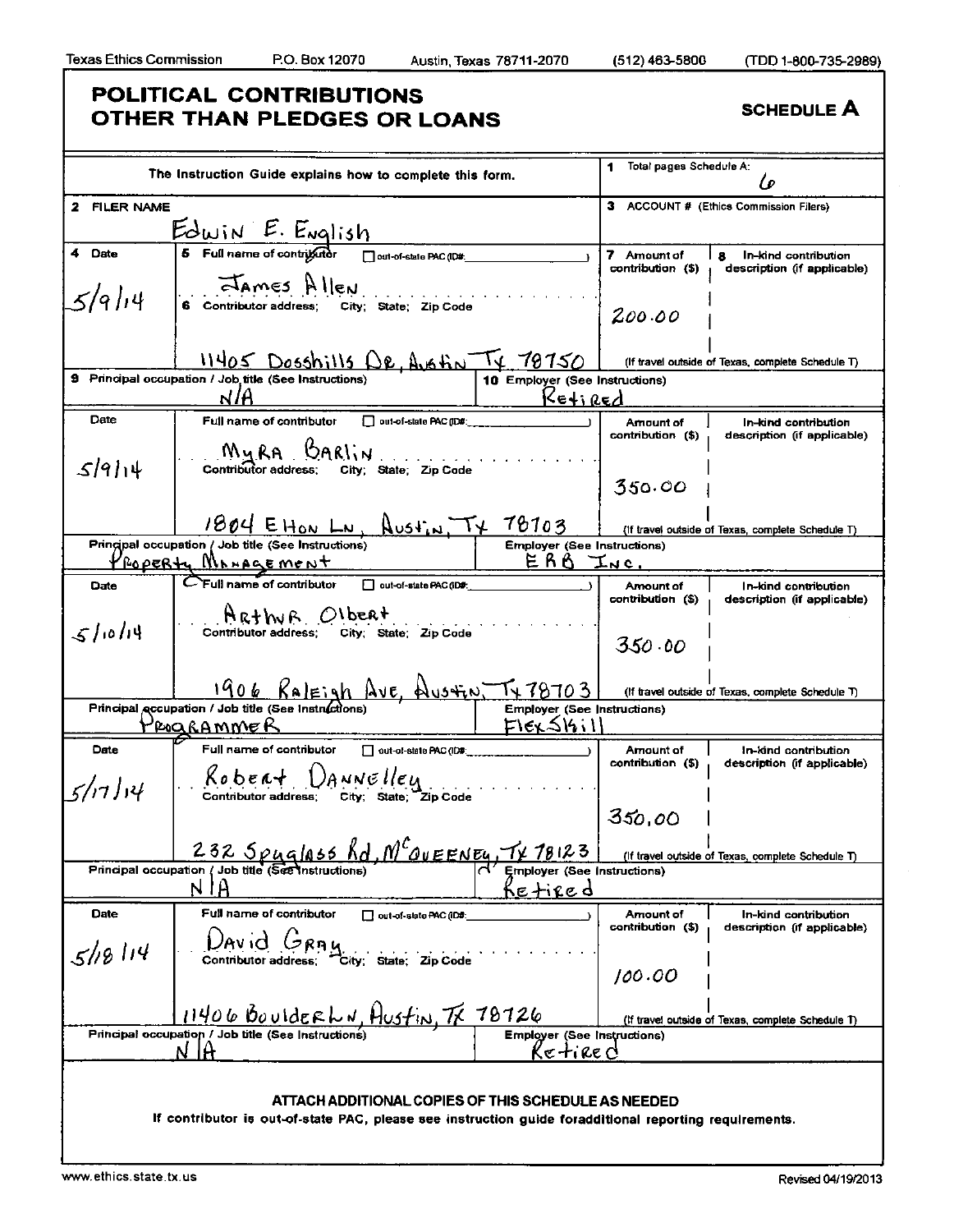Texas Ethics Commission P.O. Box 12070 Austin, Texas 78711-2070 (512) 463-5800 (TDD 1-800-735-2989)

# POLITICAL CONTRIBUTIONS OTHER THAN PLEDGES OR LOANS

**SCHEDULE A**

The Instruction Guide explains how to complete this form.

1 Total pages Schedule A: 6

2 FILER NAME: Edwin E. English

3 ACCOUNT # (Ethics Commission Filers)

| 4 Date | 5 Full name of contributor / 6 Contributor address; City; State; Zip Code | 7 Amount of contribution ($) | 8 In-kind contribution description (if applicable) |
|---|---|---|---|
| 5/9/14 | James Allen<br>11405 Dosshills Dr, Austin Tx 78750 | 200.00 | |
| 9 Principal occupation / Job title: N/A | 10 Employer: Retired | | |
| 5/9/14 | Myra Barlin<br>1804 Ehon Ln, Austin, Tx 78703 | 350.00 | |
| Principal occupation / Job title: Property Management | Employer: ERB Inc. | | |
| 5/10/14 | Arthur Olbert<br>1906 Raleigh Ave, Austin, Tx 78703 | 350.00 | |
| Principal occupation / Job title: Programmer | Employer: FlexSkill | | |
| 5/17/14 | Robert Dannelley<br>232 Spyglass Rd, McQueeney, Tx 78123 | 350.00 | |
| Principal occupation / Job title: N/A | Employer: Retired | | |
| 5/18/14 | David Gray<br>11406 Boulder Ln, Austin, Tx 78726 | 100.00 | |
| Principal occupation / Job title: N/A | Employer: Retired | | |

(If travel outside of Texas, complete Schedule T)

**ATTACH ADDITIONAL COPIES OF THIS SCHEDULE AS NEEDED**

If contributor is out-of-state PAC, please see instruction guide foradditional reporting requirements.

www.ethics.state.tx.us Revised 04/19/2013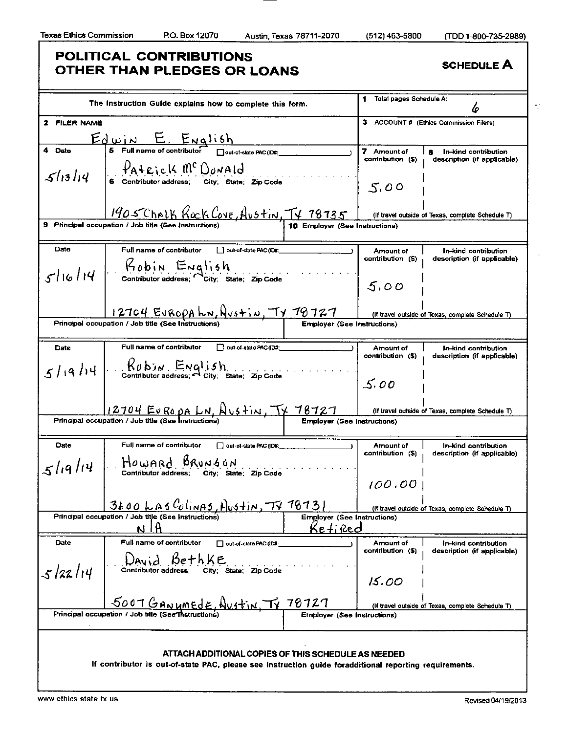Texas Ethics Commission P.O. Box 12070 Austin, Texas 78711-2070 (512) 463-5800 (TDD 1-800-735-2989)

# POLITICAL CONTRIBUTIONS OTHER THAN PLEDGES OR LOANS

**SCHEDULE A**

The Instruction Guide explains how to complete this form.

1 Total pages Schedule A: 6

2 FILER NAME: Edwin E. English

3 ACCOUNT # (Ethics Commission Filers):

| 4 Date | 5 Full name of contributor / 6 Contributor address; City; State; Zip Code | 7 Amount of contribution ($) | 8 In-kind contribution description (if applicable) |
|---|---|---|---|
| 5/13/14 | Patrick McDonald<br>1905 Chalk Rock Cove, Austin, TX 78735 | 5.00 | |
| | 9 Principal occupation / Job title: | 10 Employer: | |
| 5/16/14 | Robin English<br>12704 Europa Ln, Austin, TX 78727 | 5.00 | |
| | Principal occupation / Job title: | Employer: | |
| 5/19/14 | Robin English<br>12704 Europa Ln, Austin, TX 78727 | 5.00 | |
| | Principal occupation / Job title: | Employer: | |
| 5/19/14 | Howard Brunson<br>3600 Las Colinas, Austin, TX 78731 | 100.00 | |
| | Principal occupation / Job title: N/A | Employer: Retired | |
| 5/22/14 | David Bethke<br>5007 Ganymede, Austin, TX 78727 | 15.00 | |
| | Principal occupation / Job title: | Employer: | |

(If travel outside of Texas, complete Schedule T)

Out-of-state PAC (ID#: ) boxes unchecked for all contributors.

**ATTACH ADDITIONAL COPIES OF THIS SCHEDULE AS NEEDED**

If contributor is out-of-state PAC, please see instruction guide foradditional reporting requirements.

www.ethics.state.tx.us Revised 04/19/2013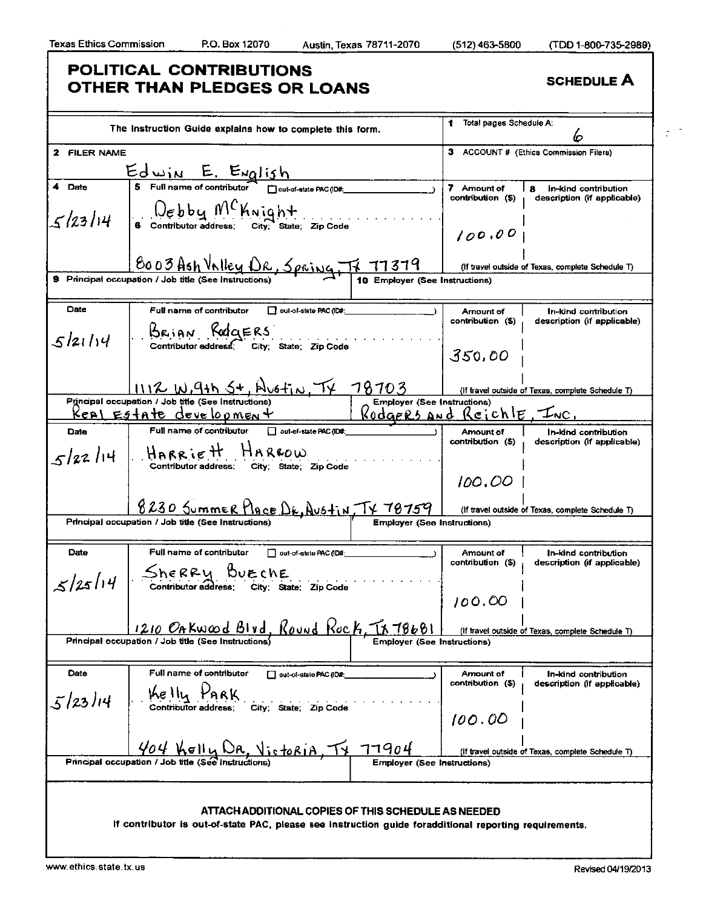Texas Ethics Commission P.O. Box 12070 Austin, Texas 78711-2070 (512) 463-5800 (TDD 1-800-735-2989)

# POLITICAL CONTRIBUTIONS OTHER THAN PLEDGES OR LOANS

**SCHEDULE A**

The Instruction Guide explains how to complete this form.

1 Total pages Schedule A: 6

2 FILER NAME: Edwin E. English

3 ACCOUNT # (Ethics Commission Filers):

| Date | Full name of contributor / Contributor address; City; State; Zip Code | Amount of contribution ($) | In-kind contribution description (if applicable) | Principal occupation / Job title | Employer |
|---|---|---|---|---|---|
| 5/23/14 | Debby McKnight, 8003 Ash Valley Dr, Spring, TX 77379 | 100.00 | | | |
| 5/21/14 | Brian Rodgers, 1112 W. 9th St, Austin, TX 78703 | 350.00 | | Real Estate development | Rodgers and Reichle, Inc. |
| 5/22/14 | Harriett Harrow, 8230 Summer Place Dr, Austin, TX 78759 | 100.00 | | | |
| 5/25/14 | Sherry Bueche, 1210 Oakwood Blvd, Round Rock, TX 78681 | 100.00 | | | |
| 5/23/14 | Kelly Park, 404 Kelly Dr, Victoria, TX 77904 | 100.00 | | | |

(If travel outside of Texas, complete Schedule T)

**ATTACH ADDITIONAL COPIES OF THIS SCHEDULE AS NEEDED**

If contributor is out-of-state PAC, please see instruction guide foradditional reporting requirements.

www.ethics.state.tx.us Revised 04/19/2013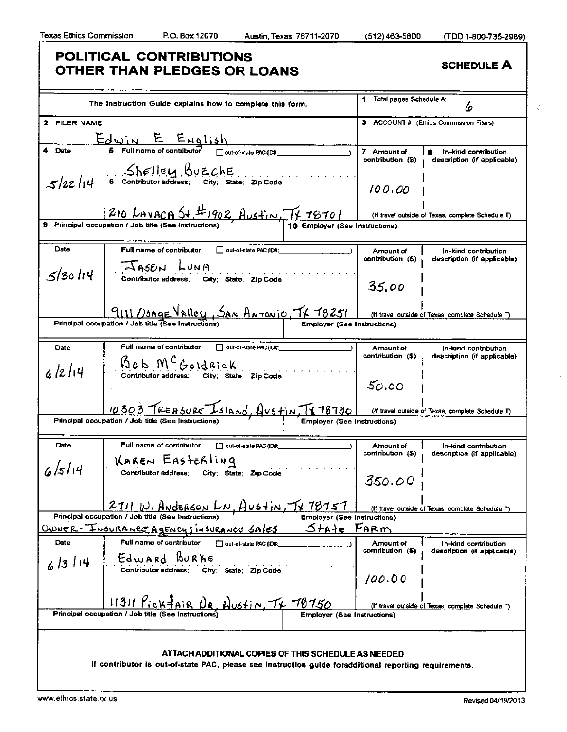Texas Ethics Commission P.O. Box 12070 Austin, Texas 78711-2070 (512) 463-5800 (TDD 1-800-735-2989)

# POLITICAL CONTRIBUTIONS OTHER THAN PLEDGES OR LOANS

**SCHEDULE A**

The Instruction Guide explains how to complete this form.

1 Total pages Schedule A: 6

2 FILER NAME: Edwin E English

3 ACCOUNT # (Ethics Commission Filers):

| 4 Date | 5 Full name of contributor / 6 Contributor address; City; State; Zip Code | 7 Amount of contribution ($) | 8 In-kind contribution description (if applicable) |
|---|---|---|---|
| 5/22/14 | Shelley Bueche<br>210 Lavaca St. #1902, Austin, TX 78701 | 100.00 | |
| | 9 Principal occupation / Job title: | 10 Employer: | |
| 5/30/14 | Jason Luna<br>9111 Osage Valley, San Antonio, TX 78251 | 35.00 | |
| | Principal occupation / Job title: | Employer: | |
| 6/2/14 | Bob McGoldrick<br>10303 Treasure Island, Austin, TX 78730 | 50.00 | |
| | Principal occupation / Job title: | Employer: | |
| 6/5/14 | Karen Easterling<br>2711 W. Anderson Ln, Austin, TX 78757 | 350.00 | |
| | Principal occupation / Job title: Owner - Insurance Agency; insurance sales | Employer: State Farm | |
| 6/3/14 | Edward Burke<br>11311 Pickfair Dr, Austin, TX 78750 | 100.00 | |
| | Principal occupation / Job title: | Employer: | |

(If travel outside of Texas, complete Schedule T)

ATTACH ADDITIONAL COPIES OF THIS SCHEDULE AS NEEDED

If contributor is out-of-state PAC, please see instruction guide for additional reporting requirements.

www.ethics.state.tx.us Revised 04/19/2013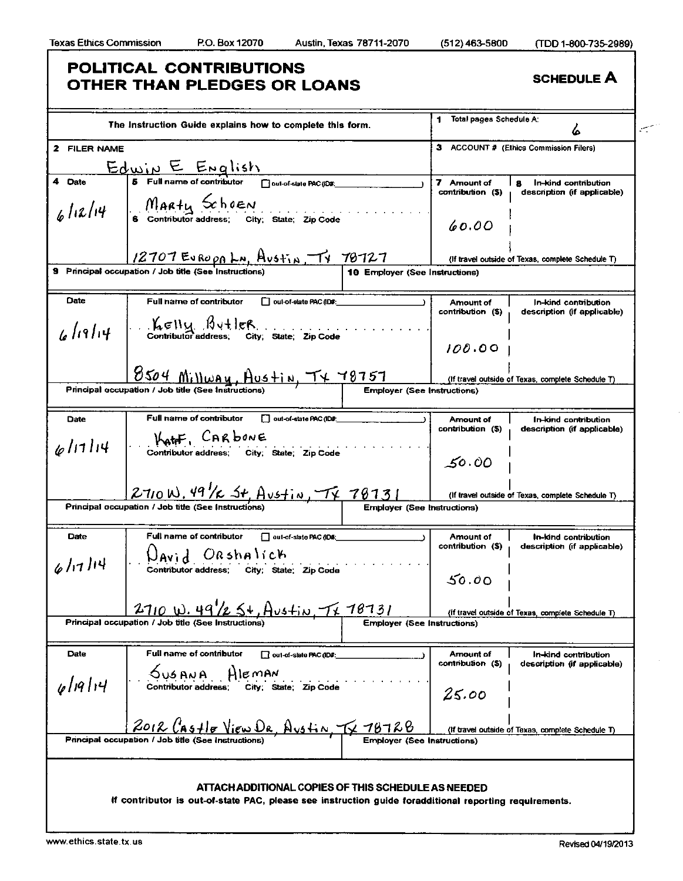Texas Ethics Commission P.O. Box 12070 Austin, Texas 78711-2070 (512) 463-5800 (TDD 1-800-735-2989)

# POLITICAL CONTRIBUTIONS OTHER THAN PLEDGES OR LOANS

**SCHEDULE A**

The Instruction Guide explains how to complete this form.

1 Total pages Schedule A: 6

2 FILER NAME: Edwin E English

3 ACCOUNT # (Ethics Commission Filers):

| 4 Date | 5 Full name of contributor / 6 Contributor address; City; State; Zip Code | 7 Amount of contribution ($) | 8 In-kind contribution description (if applicable) |
|---|---|---|---|
| 6/12/14 | Marty Schoen<br>12707 Europa Ln, Austin, TX 78727 | 60.00 | |
| 9 Principal occupation / Job title (See Instructions): | 10 Employer (See Instructions): | | |
| 6/19/14 | Kelly Butler<br>8504 Millway, Austin, TX 78757 | 100.00 | |
| Principal occupation / Job title (See Instructions): | Employer (See Instructions): | | |
| 6/17/14 | Kat F. Carbone<br>2710 W. 49 1/2 St, Austin, TX 78731 | 50.00 | |
| Principal occupation / Job title (See Instructions): | Employer (See Instructions): | | |
| 6/17/14 | David Orshalick<br>2710 W. 49 1/2 St, Austin, TX 78731 | 50.00 | |
| Principal occupation / Job title (See Instructions): | Employer (See Instructions): | | |
| 6/19/14 | Susana Aleman<br>2012 Castle View Dr, Austin, TX 78728 | 25.00 | |
| Principal occupation / Job title (See Instructions): | Employer (See Instructions): | | |

(If travel outside of Texas, complete Schedule T)

**ATTACH ADDITIONAL COPIES OF THIS SCHEDULE AS NEEDED**

If contributor is out-of-state PAC, please see instruction guide for additional reporting requirements.

www.ethics.state.tx.us Revised 04/19/2013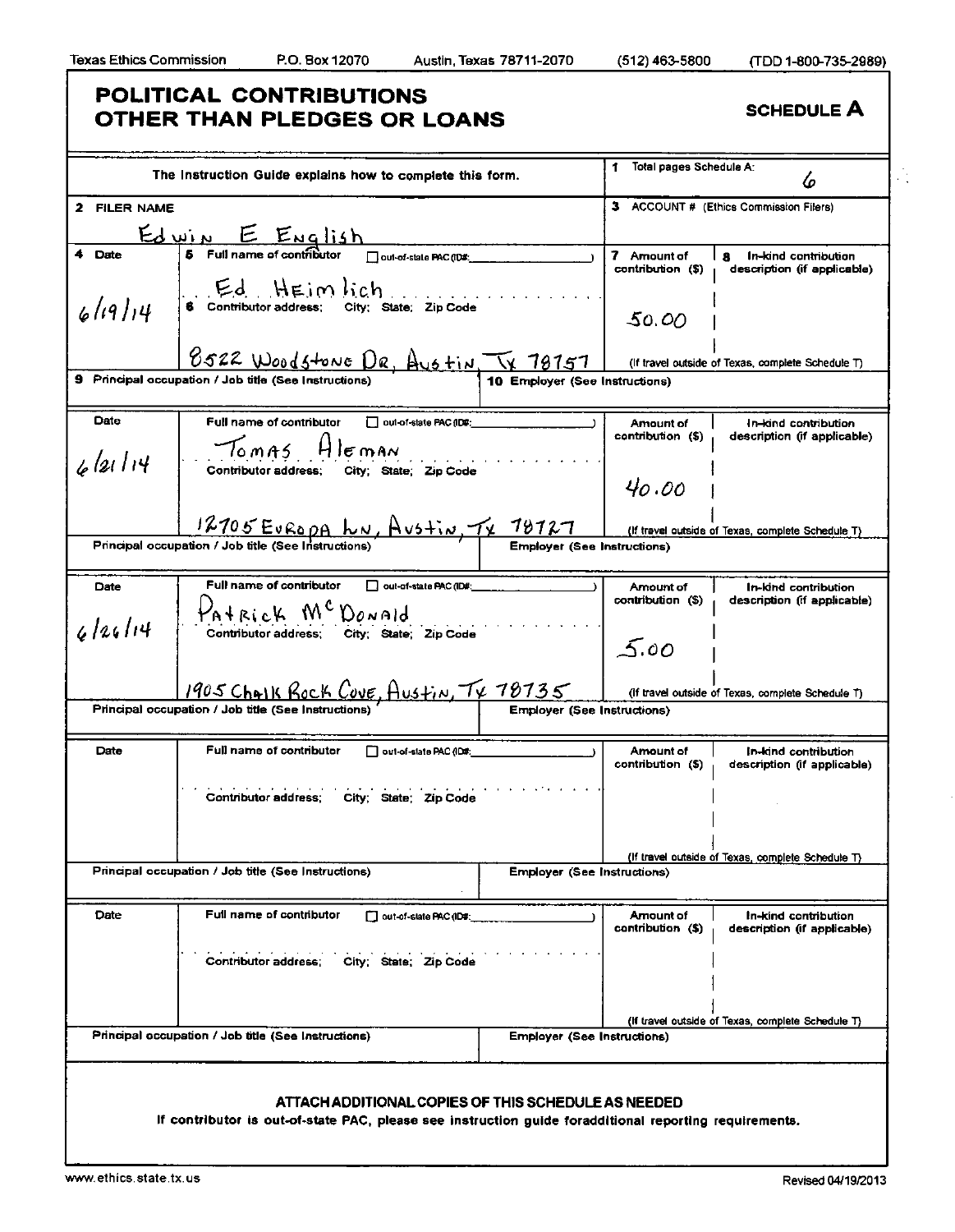Texas Ethics Commission P.O. Box 12070 Austin, Texas 78711-2070 (512) 463-5800 (TDD 1-800-735-2989)

# POLITICAL CONTRIBUTIONS OTHER THAN PLEDGES OR LOANS

**SCHEDULE A**

The Instruction Guide explains how to complete this form.

1 Total pages Schedule A: 6

2 FILER NAME: Edwin E English

3 ACCOUNT # (Ethics Commission Filers):

| 4 Date | 5 Full name of contributor / 6 Contributor address; City; State; Zip Code | 7 Amount of contribution ($) | 8 In-kind contribution description (if applicable) |
|---|---|---|---|
| 6/19/14 | Ed Heimlich<br>8522 Woodstone Dr, Austin, Tx 78757 | 50.00 | |
| | 9 Principal occupation / Job title (See Instructions): | 10 Employer (See Instructions): | |
| 6/21/14 | Tomas Aleman<br>12705 Europa Ln, Austin, Tx 78727 | 40.00 | |
| | Principal occupation / Job title (See Instructions): | Employer (See Instructions): | |
| 6/26/14 | Patrick McDonald<br>1905 Chalk Rock Cove, Austin, Tx 78735 | 5.00 | |
| | Principal occupation / Job title (See Instructions): | Employer (See Instructions): | |
| | | | |
| | Principal occupation / Job title (See Instructions): | Employer (See Instructions): | |
| | | | |
| | Principal occupation / Job title (See Instructions): | Employer (See Instructions): | |

(If travel outside of Texas, complete Schedule T)

**ATTACH ADDITIONAL COPIES OF THIS SCHEDULE AS NEEDED**

**If contributor is out-of-state PAC, please see instruction guide foradditional reporting requirements.**

www.ethics.state.tx.us Revised 04/19/2013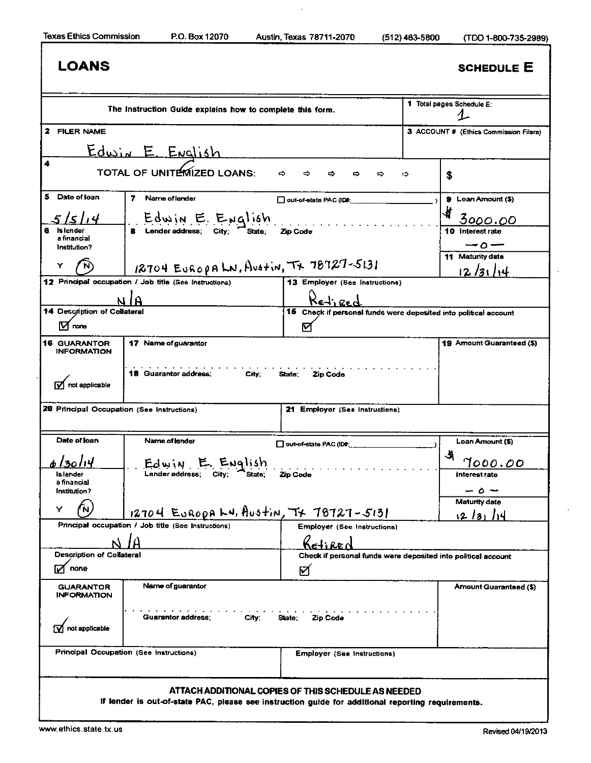Texas Ethics Commission P.O. Box 12070 Austin, Texas 78711-2070 (512) 463-5800 (TDD 1-800-735-2989)

# LOANS

**SCHEDULE E**

The Instruction Guide explains how to complete this form.

**1** Total pages Schedule E: 1

**2** FILER NAME: Edwin E. English

**3** ACCOUNT # (Ethics Commission Filers):

**4** TOTAL OF UNITEMIZED LOANS: ⇨ ⇨ ⇨ ⇨ ⇨ ⇨ $

---

| Field | Value |
|---|---|
| 5 Date of loan | 5/5/14 |
| 6 Is lender a financial institution? Y / N | N |
| 7 Name of lender | Edwin E. English |
| out-of-state PAC (ID#: ) | ☐ |
| 8 Lender address; City; State; Zip Code | 12704 Europa Ln, Austin, Tx 78727-5131 |
| 9 Loan Amount ($) | $3000.00 |
| 10 Interest rate | -0- |
| 11 Maturity date | 12/31/14 |
| 12 Principal occupation / Job title (See Instructions) | N/A |
| 13 Employer (See Instructions) | Retired |
| 14 Description of Collateral | ☑ none |
| 15 Check if personal funds were deposited into political account | ☑ |
| 16 GUARANTOR INFORMATION | ☑ not applicable |
| 17 Name of guarantor | |
| 18 Guarantor address; City; State; Zip Code | |
| 19 Amount Guaranteed ($) | |
| 20 Principal Occupation (See Instructions) | |
| 21 Employer (See Instructions) | |

---

| Field | Value |
|---|---|
| Date of loan | 6/30/14 |
| Is lender a financial institution? Y / N | N |
| Name of lender | Edwin E. English |
| out-of-state PAC (ID#: ) | ☐ |
| Lender address; City; State; Zip Code | 12704 Europa Ln, Austin, Tx 78727-5131 |
| Loan Amount ($) | $7000.00 |
| Interest rate | -0- |
| Maturity date | 12/31/14 |
| Principal occupation / Job title (See Instructions) | N/A |
| Employer (See Instructions) | Retired |
| Description of Collateral | ☑ none |
| Check if personal funds were deposited into political account | ☑ |
| GUARANTOR INFORMATION | ☑ not applicable |
| Name of guarantor | |
| Guarantor address; City; State; Zip Code | |
| Amount Guaranteed ($) | |
| Principal Occupation (See Instructions) | |
| Employer (See Instructions) | |

---

**ATTACH ADDITIONAL COPIES OF THIS SCHEDULE AS NEEDED**

**If lender is out-of-state PAC, please see instruction guide for additional reporting requirements.**

www.ethics.state.tx.us Revised 04/19/2013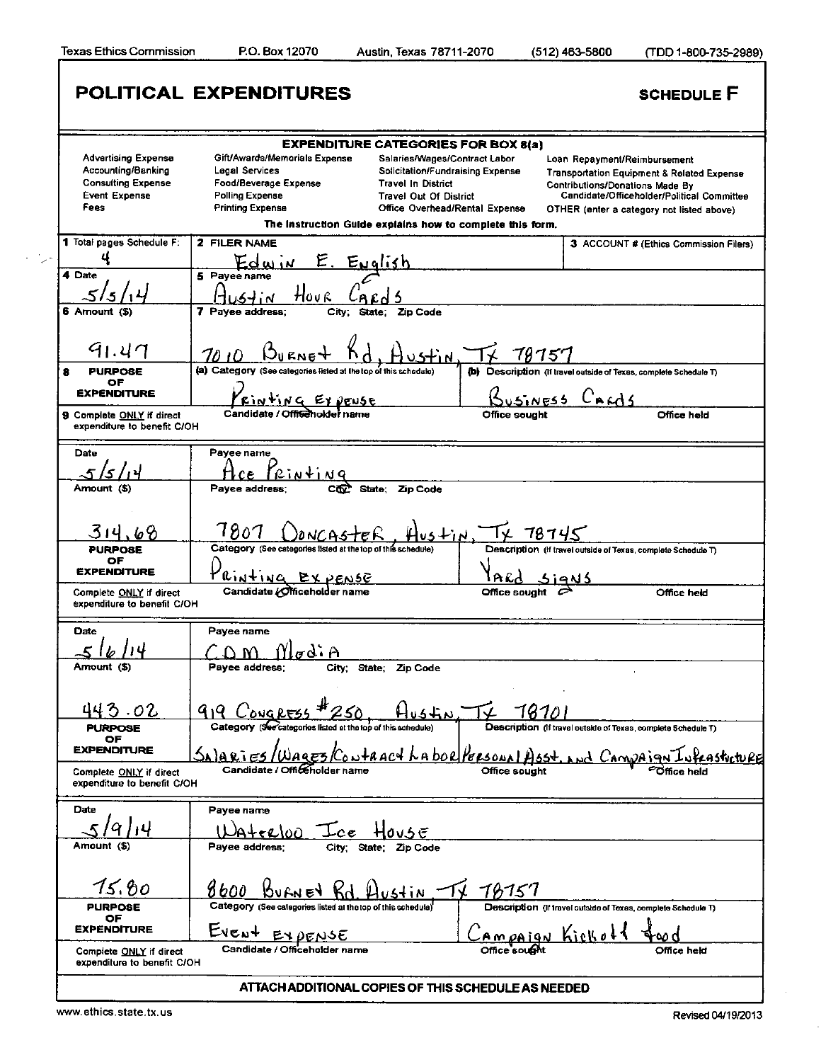Texas Ethics Commission P.O. Box 12070 Austin, Texas 78711-2070 (512) 463-5800 (TDD 1-800-735-2989)

# POLITICAL EXPENDITURES

**SCHEDULE F**

**EXPENDITURE CATEGORIES FOR BOX 8(a)**

| | | | |
|---|---|---|---|
| Advertising Expense | Gift/Awards/Memorials Expense | Salaries/Wages/Contract Labor | Loan Repayment/Reimbursement |
| Accounting/Banking | Legal Services | Solicitation/Fundraising Expense | Transportation Equipment & Related Expense |
| Consulting Expense | Food/Beverage Expense | Travel In District | Contributions/Donations Made By Candidate/Officeholder/Political Committee |
| Event Expense | Polling Expense | Travel Out Of District | |
| Fees | Printing Expense | Office Overhead/Rental Expense | OTHER (enter a category not listed above) |

The Instruction Guide explains how to complete this form.

| | | |
|---|---|---|
| **1** Total pages Schedule F: 4 | **2** FILER NAME: Edwin E. English | **3** ACCOUNT # (Ethics Commission Filers) |

| Field | Value |
|---|---|
| **4** Date | 5/5/14 |
| **5** Payee name | Austin Hour Cards |
| **6** Amount ($) | 91.47 |
| **7** Payee address; City; State; Zip Code | 7010 Burnet Rd, Austin, Tx 78757 |
| **8** PURPOSE OF EXPENDITURE (a) Category | Printing Expense |
| (b) Description | Business Cards |
| **9** Complete ONLY if direct expenditure to benefit C/OH: Candidate / Officeholder name; Office sought; Office held | |

| Field | Value |
|---|---|
| Date | 5/5/14 |
| Payee name | Ace Printing |
| Amount ($) | 314.68 |
| Payee address; City; State; Zip Code | 7807 Doncaster, Austin, Tx 78745 |
| PURPOSE OF EXPENDITURE Category | Printing Expense |
| Description | Yard Signs |
| Complete ONLY if direct expenditure to benefit C/OH: Candidate / Officeholder name; Office sought; Office held | |

| Field | Value |
|---|---|
| Date | 5/6/14 |
| Payee name | CDM Media |
| Amount ($) | 443.02 |
| Payee address; City; State; Zip Code | 919 Congress #250, Austin, Tx 78701 |
| PURPOSE OF EXPENDITURE Category | Salaries/Wages/Contract Labor |
| Description | Personal Asst. and Campaign Infrastructure |
| Complete ONLY if direct expenditure to benefit C/OH: Candidate / Officeholder name; Office sought; Office held | |

| Field | Value |
|---|---|
| Date | 5/9/14 |
| Payee name | Waterloo Ice House |
| Amount ($) | 15.80 |
| Payee address; City; State; Zip Code | 8600 Burnet Rd. Austin, Tx 78757 |
| PURPOSE OF EXPENDITURE Category | Event Expense |
| Description | Campaign Kickoff food |
| Complete ONLY if direct expenditure to benefit C/OH: Candidate / Officeholder name; Office sought; Office held | |

**ATTACH ADDITIONAL COPIES OF THIS SCHEDULE AS NEEDED**

www.ethics.state.tx.us Revised 04/19/2013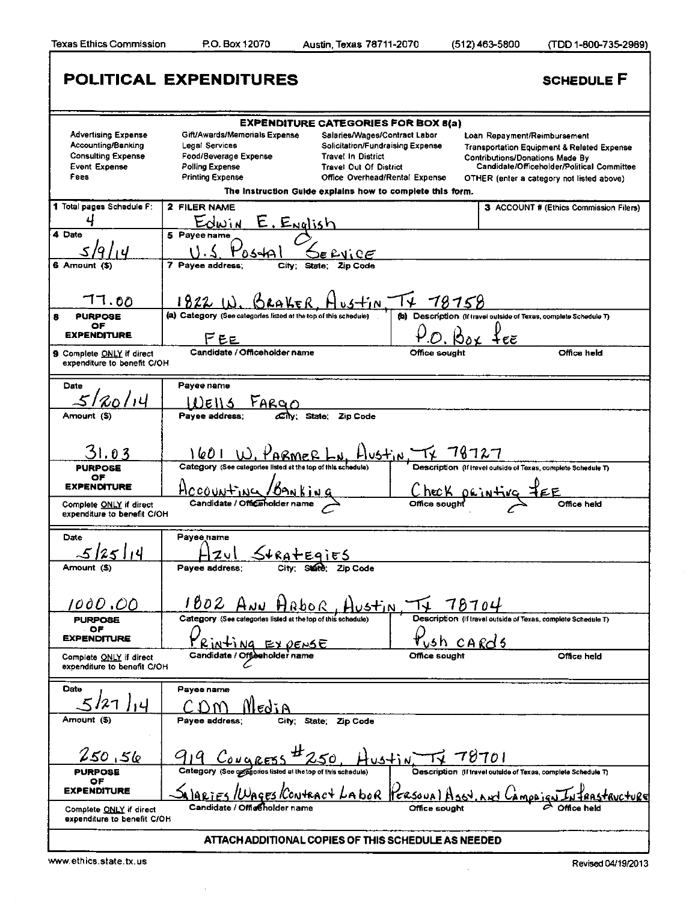Texas Ethics Commission P.O. Box 12070 Austin, Texas 78711-2070 (512) 463-5800 (TDD 1-800-735-2989)

# POLITICAL EXPENDITURES

**SCHEDULE F**

**EXPENDITURE CATEGORIES FOR BOX 8(a)**

| | | | |
|---|---|---|---|
| Advertising Expense | Gift/Awards/Memorials Expense | Salaries/Wages/Contract Labor | Loan Repayment/Reimbursement |
| Accounting/Banking | Legal Services | Solicitation/Fundraising Expense | Transportation Equipment & Related Expense |
| Consulting Expense | Food/Beverage Expense | Travel In District | Contributions/Donations Made By Candidate/Officeholder/Political Committee |
| Event Expense | Polling Expense | Travel Out Of District | |
| Fees | Printing Expense | Office Overhead/Rental Expense | OTHER (enter a category not listed above) |

The Instruction Guide explains how to complete this form.

**1** Total pages Schedule F: 4

**2** FILER NAME: Edwin E. English

**3** ACCOUNT # (Ethics Commission Filers):

---

**4** Date: 5/9/14

**5** Payee name: U.S. Postal Service

**6** Amount ($): 77.00

**7** Payee address; City; State; Zip Code: 1822 W. Braker, Austin, Tx 78758

**8** PURPOSE OF EXPENDITURE
- (a) Category: Fee
- (b) Description: P.O. Box fee

**9** Complete ONLY if direct expenditure to benefit C/OH — Candidate / Officeholder name: | Office sought: | Office held:

---

Date: 5/20/14

Payee name: Wells Fargo

Amount ($): 31.03

Payee address; City; State; Zip Code: 1601 W. Parmer Ln, Austin, Tx 78727

PURPOSE OF EXPENDITURE
- Category: Accounting/Banking
- Description: Check printing fee

Complete ONLY if direct expenditure to benefit C/OH — Candidate / Officeholder name: | Office sought: | Office held:

---

Date: 5/25/14

Payee name: Azul Strategies

Amount ($): 1000.00

Payee address; City; State; Zip Code: 1802 Ann Arbor, Austin, Tx 78704

PURPOSE OF EXPENDITURE
- Category: Printing expense
- Description: Push cards

Complete ONLY if direct expenditure to benefit C/OH — Candidate / Officeholder name: | Office sought: | Office held:

---

Date: 5/27/14

Payee name: CDM Media

Amount ($): 250.56

Payee address; City; State; Zip Code: 919 Congress #250, Austin, Tx 78701

PURPOSE OF EXPENDITURE
- Category: Salaries/Wages/Contract Labor
- Description: Personal Asst. and Campaign Infrastructure

Complete ONLY if direct expenditure to benefit C/OH — Candidate / Officeholder name: | Office sought: | Office held:

---

**ATTACH ADDITIONAL COPIES OF THIS SCHEDULE AS NEEDED**

www.ethics.state.tx.us Revised 04/19/2013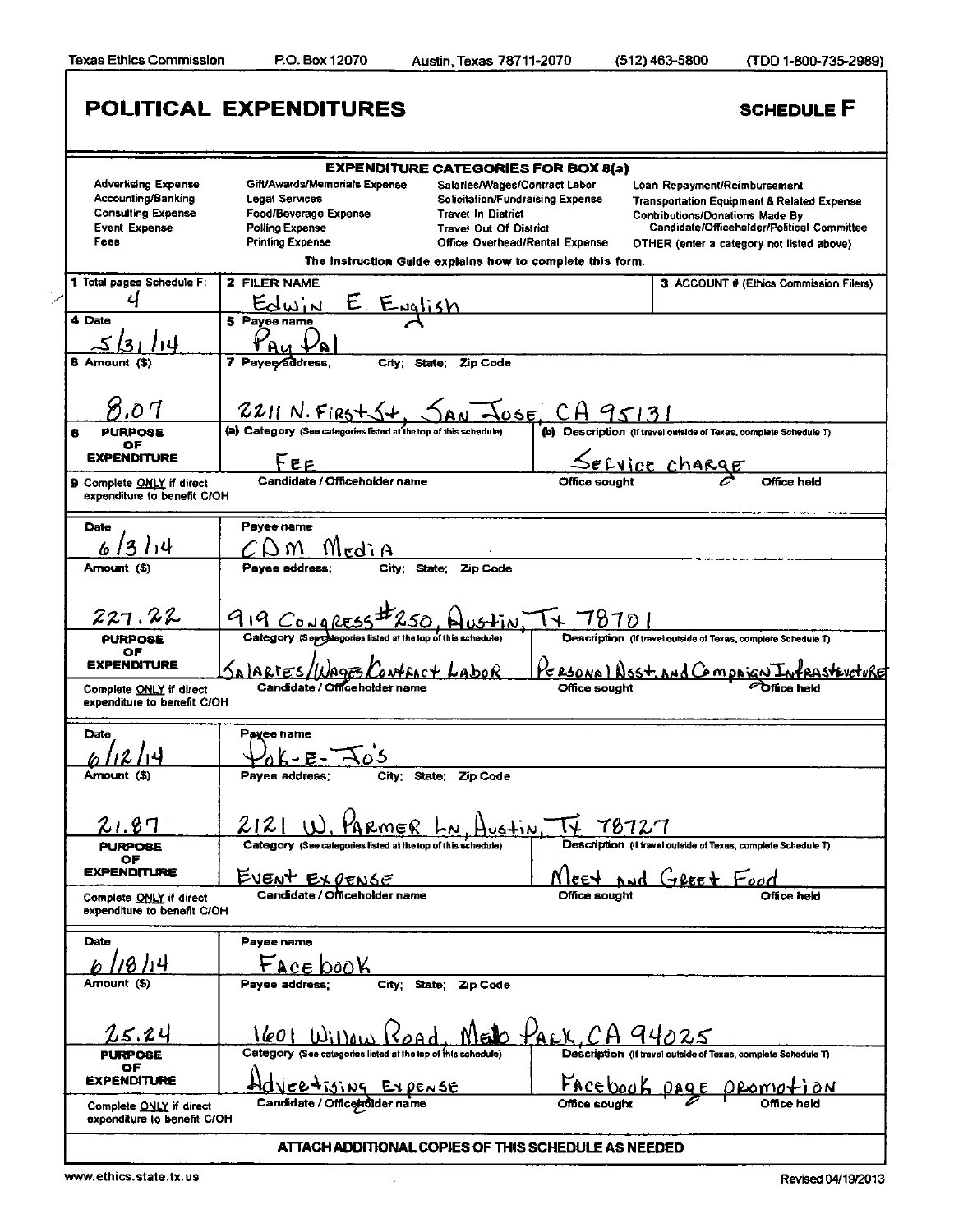Texas Ethics Commission P.O. Box 12070 Austin, Texas 78711-2070 (512) 463-5800 (TDD 1-800-735-2989)

# POLITICAL EXPENDITURES

**SCHEDULE F**

**EXPENDITURE CATEGORIES FOR BOX 8(a)**

| | | | |
|---|---|---|---|
| Advertising Expense | Gift/Awards/Memorials Expense | Salaries/Wages/Contract Labor | Loan Repayment/Reimbursement |
| Accounting/Banking | Legal Services | Solicitation/Fundraising Expense | Transportation Equipment & Related Expense |
| Consulting Expense | Food/Beverage Expense | Travel In District | Contributions/Donations Made By Candidate/Officeholder/Political Committee |
| Event Expense | Polling Expense | Travel Out Of District | |
| Fees | Printing Expense | Office Overhead/Rental Expense | OTHER (enter a category not listed above) |

The Instruction Guide explains how to complete this form.

| | | | |
|---|---|---|---|
| 1 Total pages Schedule F: 4 | 2 FILER NAME: Edwin E. English | | 3 ACCOUNT # (Ethics Commission Filers) |
| 4 Date: 5/31/14 | 5 Payee name: Pay Pal | | |
| 6 Amount ($): 8.07 | 7 Payee address; City; State; Zip Code: 2211 N. First St, San Jose, CA 95131 | | |
| 8 PURPOSE OF EXPENDITURE | (a) Category: Fee | (b) Description: Service charge | |
| 9 Complete ONLY if direct expenditure to benefit C/OH | Candidate / Officeholder name | Office sought | Office held |

| | | | |
|---|---|---|---|
| Date: 6/3/14 | Payee name: CDM Media | | |
| Amount ($): 227.22 | Payee address; City; State; Zip Code: 919 Congress #250, Austin, Tx 78701 | | |
| PURPOSE OF EXPENDITURE | Category: Salaries/Wages/Contract Labor | Description: Personal Asst. and Campaign Infrastructure | |
| Complete ONLY if direct expenditure to benefit C/OH | Candidate / Officeholder name | Office sought | Office held |

| | | | |
|---|---|---|---|
| Date: 6/12/14 | Payee name: Pok-E-Jo's | | |
| Amount ($): 21.87 | Payee address; City; State; Zip Code: 2121 W. Parmer Ln, Austin, TX 78727 | | |
| PURPOSE OF EXPENDITURE | Category: Event Expense | Description: Meet and Greet Food | |
| Complete ONLY if direct expenditure to benefit C/OH | Candidate / Officeholder name | Office sought | Office held |

| | | | |
|---|---|---|---|
| Date: 6/18/14 | Payee name: Facebook | | |
| Amount ($): 25.24 | Payee address; City; State; Zip Code: 1601 Willow Road, Menlo Park, CA 94025 | | |
| PURPOSE OF EXPENDITURE | Category: Advertising Expense | Description: Facebook page promotion | |
| Complete ONLY if direct expenditure to benefit C/OH | Candidate / Officeholder name | Office sought | Office held |

**ATTACH ADDITIONAL COPIES OF THIS SCHEDULE AS NEEDED**

www.ethics.state.tx.us Revised 04/19/2013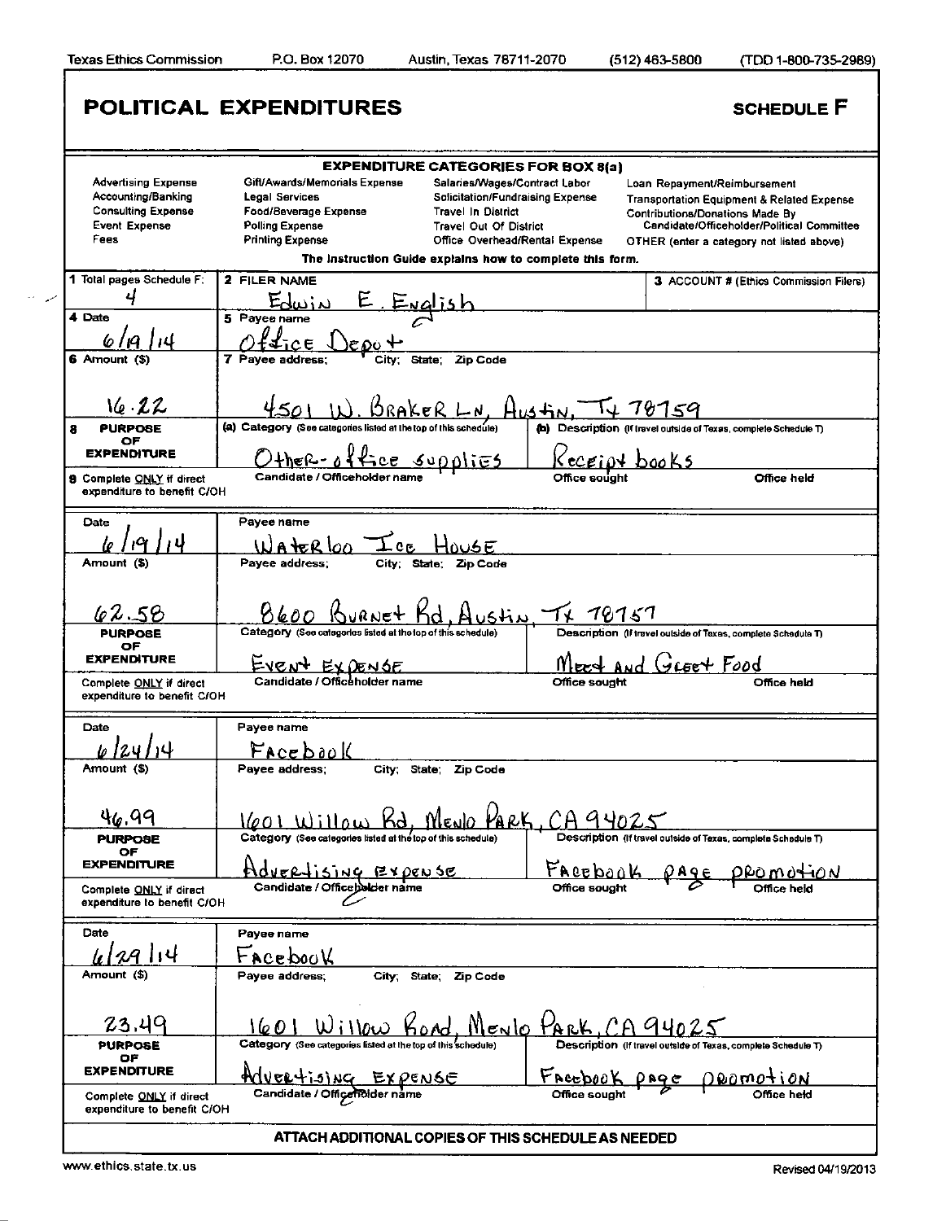Texas Ethics Commission P.O. Box 12070 Austin, Texas 78711-2070 (512) 463-5800 (TDD 1-800-735-2989)

# POLITICAL EXPENDITURES

## SCHEDULE F

**EXPENDITURE CATEGORIES FOR BOX 8(a)**

| | | | |
|---|---|---|---|
| Advertising Expense | Gift/Awards/Memorials Expense | Salaries/Wages/Contract Labor | Loan Repayment/Reimbursement |
| Accounting/Banking | Legal Services | Solicitation/Fundraising Expense | Transportation Equipment & Related Expense |
| Consulting Expense | Food/Beverage Expense | Travel In District | Contributions/Donations Made By Candidate/Officeholder/Political Committee |
| Event Expense | Polling Expense | Travel Out Of District | |
| Fees | Printing Expense | Office Overhead/Rental Expense | OTHER (enter a category not listed above) |

The Instruction Guide explains how to complete this form.

| | | | |
|---|---|---|---|
| 1 Total pages Schedule F: 4 | 2 FILER NAME: Edwin E. English | | 3 ACCOUNT # (Ethics Commission Filers) |
| 4 Date: 6/19/14 | 5 Payee name: Office Depot | | |
| 6 Amount ($): 16.22 | 7 Payee address; City; State; Zip Code: 4501 W. Braker Ln, Austin, Tx 78759 | | |
| 8 PURPOSE OF EXPENDITURE | (a) Category: Other- office supplies | (b) Description: Receipt books | |
| 9 Complete ONLY if direct expenditure to benefit C/OH | Candidate / Officeholder name | Office sought | Office held |

| | | | |
|---|---|---|---|
| Date: 6/19/14 | Payee name: Waterloo Ice House | | |
| Amount ($): 62.58 | Payee address; City; State; Zip Code: 8600 Burnet Rd, Austin, Tx 78757 | | |
| PURPOSE OF EXPENDITURE | Category: Event Expense | Description: Meet and Greet Food | |
| Complete ONLY if direct expenditure to benefit C/OH | Candidate / Officeholder name | Office sought | Office held |

| | | | |
|---|---|---|---|
| Date: 6/24/14 | Payee name: Facebook | | |
| Amount ($): 46.99 | Payee address; City; State; Zip Code: 1601 Willow Rd, Menlo Park, CA 94025 | | |
| PURPOSE OF EXPENDITURE | Category: Advertising expense | Description: Facebook page promotion | |
| Complete ONLY if direct expenditure to benefit C/OH | Candidate / Officeholder name | Office sought | Office held |

| | | | |
|---|---|---|---|
| Date: 6/29/14 | Payee name: Facebook | | |
| Amount ($): 23.49 | Payee address; City; State; Zip Code: 1601 Willow Road, Menlo Park, CA 94025 | | |
| PURPOSE OF EXPENDITURE | Category: Advertising Expense | Description: Facebook page promotion | |
| Complete ONLY if direct expenditure to benefit C/OH | Candidate / Officeholder name | Office sought | Office held |

**ATTACH ADDITIONAL COPIES OF THIS SCHEDULE AS NEEDED**

www.ethics.state.tx.us Revised 04/19/2013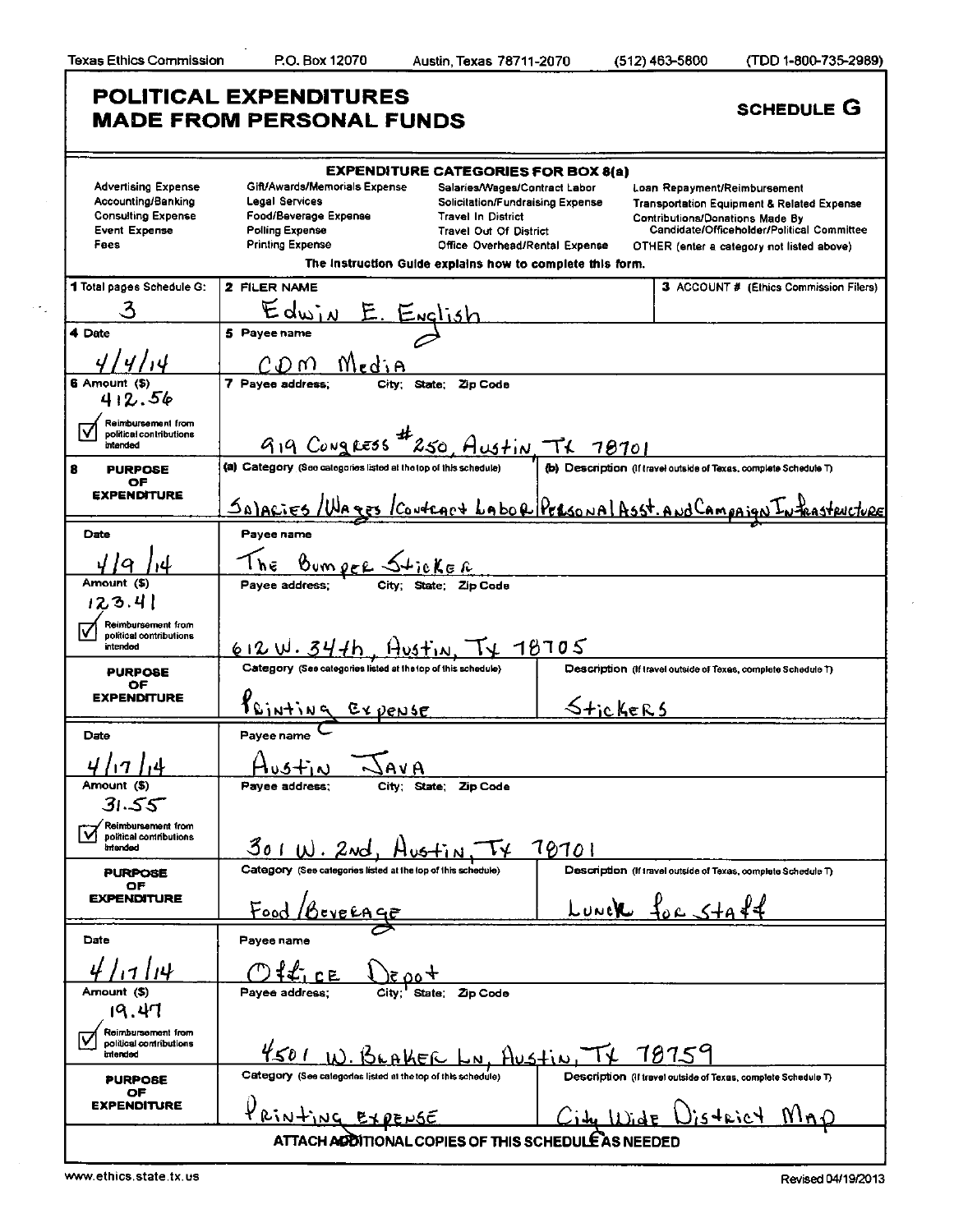Texas Ethics Commission P.O. Box 12070 Austin, Texas 78711-2070 (512) 463-5800 (TDD 1-800-735-2989)

# POLITICAL EXPENDITURES MADE FROM PERSONAL FUNDS

**SCHEDULE G**

**EXPENDITURE CATEGORIES FOR BOX 8(a)**

| | | | |
|---|---|---|---|
| Advertising Expense | Gift/Awards/Memorials Expense | Salaries/Wages/Contract Labor | Loan Repayment/Reimbursement |
| Accounting/Banking | Legal Services | Solicitation/Fundraising Expense | Transportation Equipment & Related Expense |
| Consulting Expense | Food/Beverage Expense | Travel In District | Contributions/Donations Made By Candidate/Officeholder/Political Committee |
| Event Expense | Polling Expense | Travel Out Of District | |
| Fees | Printing Expense | Office Overhead/Rental Expense | OTHER (enter a category not listed above) |

The Instruction Guide explains how to complete this form.

| | | |
|---|---|---|
| **1** Total pages Schedule G: 3 | **2** FILER NAME: Edwin E. English | **3** ACCOUNT # (Ethics Commission Filers) |

| Date | Payee name | Amount ($) | Reimbursement from political contributions intended | Payee address; City; State; Zip Code | Category | Description |
|---|---|---|---|---|---|---|
| 4/4/14 | CDM Media | 412.56 | ☑ | 919 Congress #250, Austin, TX 78701 | Salaries/Wages/Contract Labor | Personal Asst. and Campaign Infrastructure |
| 4/9/14 | The Bumper Sticker | 123.41 | ☑ | 612 W. 34th, Austin, TX 78705 | Printing Expense | Stickers |
| 4/17/14 | Austin Java | 31.55 | ☑ | 301 W. 2nd, Austin, TX 78701 | Food/Beverage | Lunch for Staff |
| 4/17/14 | Office Depot | 19.47 | ☑ | 4501 W. Braker Ln, Austin, TX 78759 | Printing Expense | City Wide District Map |

ATTACH ADDITIONAL COPIES OF THIS SCHEDULE AS NEEDED

www.ethics.state.tx.us Revised 04/19/2013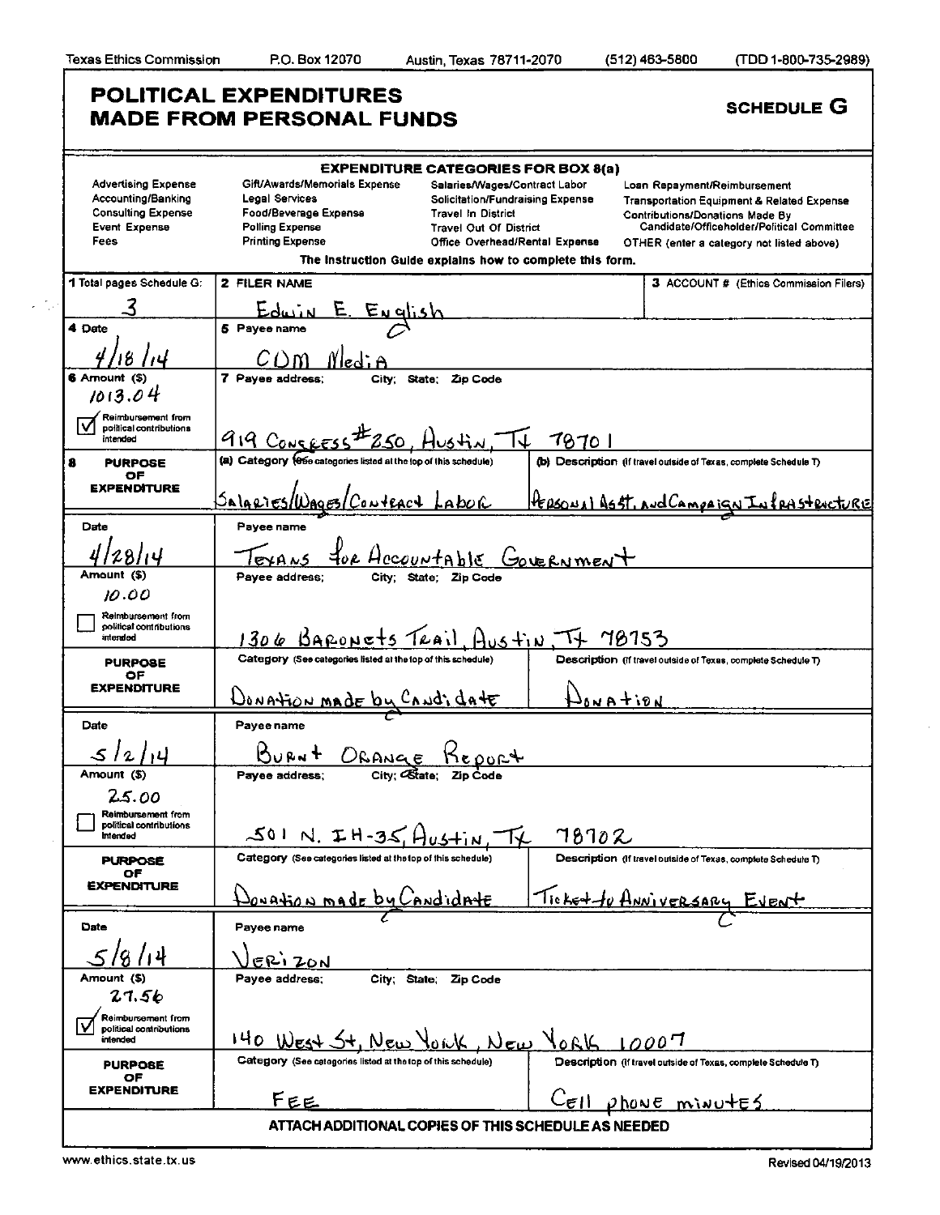Texas Ethics Commission P.O. Box 12070 Austin, Texas 78711-2070 (512) 463-5800 (TDD 1-800-735-2989)

# POLITICAL EXPENDITURES MADE FROM PERSONAL FUNDS

**SCHEDULE G**

**EXPENDITURE CATEGORIES FOR BOX 8(a)**

| | | | |
|---|---|---|---|
| Advertising Expense | Gift/Awards/Memorials Expense | Salaries/Wages/Contract Labor | Loan Repayment/Reimbursement |
| Accounting/Banking | Legal Services | Solicitation/Fundraising Expense | Transportation Equipment & Related Expense |
| Consulting Expense | Food/Beverage Expense | Travel In District | Contributions/Donations Made By Candidate/Officeholder/Political Committee |
| Event Expense | Polling Expense | Travel Out Of District | |
| Fees | Printing Expense | Office Overhead/Rental Expense | OTHER (enter a category not listed above) |

The Instruction Guide explains how to complete this form.

| | | |
|---|---|---|
| **1** Total pages Schedule G: 3 | **2** FILER NAME Edwin E. English | **3** ACCOUNT # (Ethics Commission Filers) |

| | | |
|---|---|---|
| **4** Date: 4/18/14 | **5** Payee name: CDM Media | |
| **6** Amount ($): 1013.04 ☑ Reimbursement from political contributions intended | **7** Payee address; City; State; Zip Code: 919 Congress #250, Austin, TX 78701 | |
| **8** PURPOSE OF EXPENDITURE | (a) Category: Salaries/Wages/Contract Labor | (b) Description: Personal Asst. and Campaign Infrastructure |
| Date: 4/28/14 | Payee name: Texans for Accountable Government | |
| Amount ($): 10.00 ☐ Reimbursement from political contributions intended | Payee address; City; State; Zip Code: 1306 Baronets Trail, Austin, TX 78753 | |
| PURPOSE OF EXPENDITURE | Category: Donation made by Candidate | Description: Donation |
| Date: 5/2/14 | Payee name: Burnt Orange Report | |
| Amount ($): 25.00 ☐ Reimbursement from political contributions intended | Payee address; City; State; Zip Code: 501 N. IH-35, Austin, TX 78702 | |
| PURPOSE OF EXPENDITURE | Category: Donation made by Candidate | Description: Ticket to Anniversary Event |
| Date: 5/8/14 | Payee name: Verizon | |
| Amount ($): 27.56 ☑ Reimbursement from political contributions intended | Payee address; City; State; Zip Code: 140 West St, New York, New York 10007 | |
| PURPOSE OF EXPENDITURE | Category: Fee | Description: Cell phone minutes |

**ATTACH ADDITIONAL COPIES OF THIS SCHEDULE AS NEEDED**

www.ethics.state.tx.us Revised 04/19/2013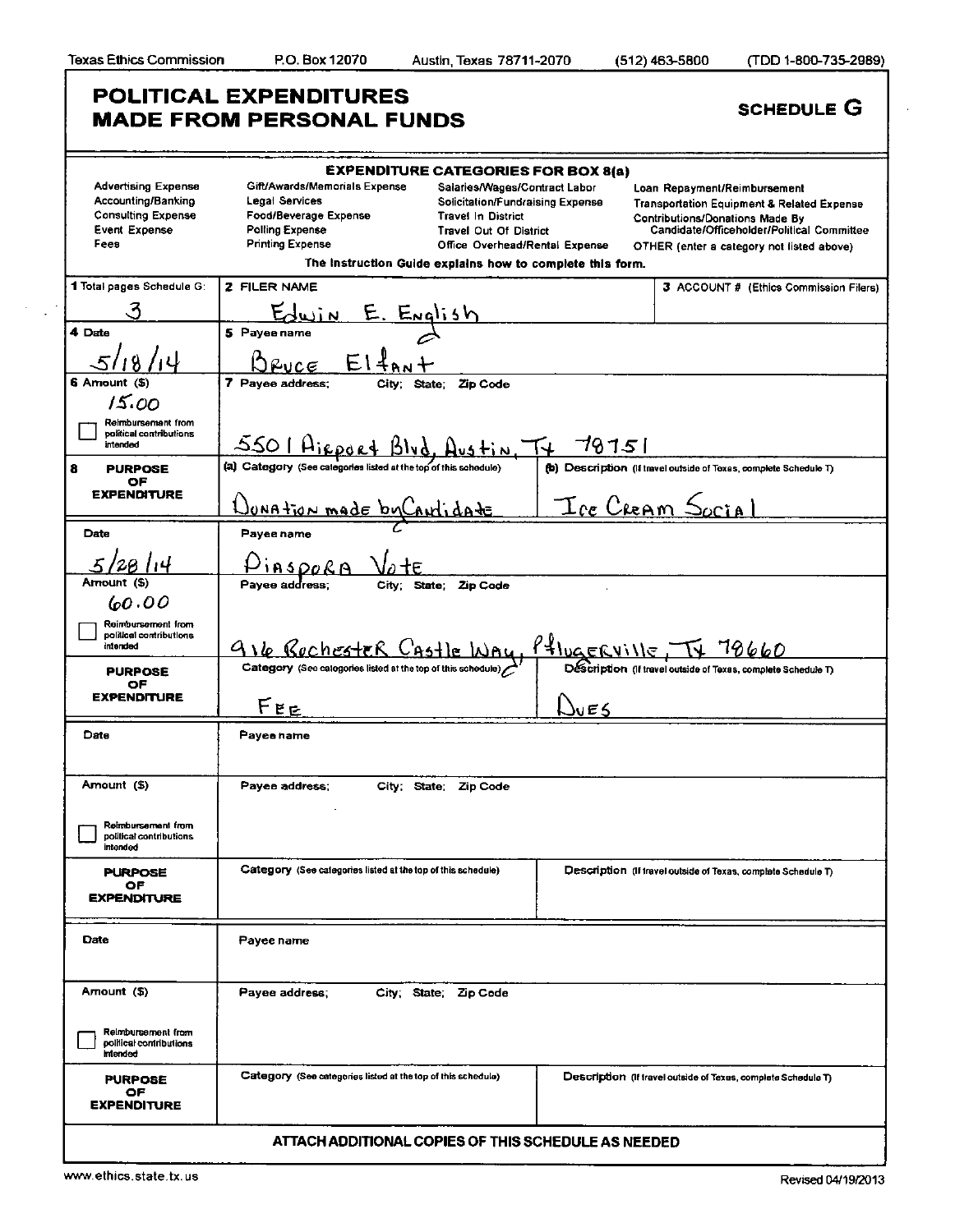Texas Ethics Commission P.O. Box 12070 Austin, Texas 78711-2070 (512) 463-5800 (TDD 1-800-735-2989)

# POLITICAL EXPENDITURES MADE FROM PERSONAL FUNDS

**SCHEDULE G**

**EXPENDITURE CATEGORIES FOR BOX 8(a)**

| | | | |
|---|---|---|---|
| Advertising Expense | Gift/Awards/Memorials Expense | Salaries/Wages/Contract Labor | Loan Repayment/Reimbursement |
| Accounting/Banking | Legal Services | Solicitation/Fundraising Expense | Transportation Equipment & Related Expense |
| Consulting Expense | Food/Beverage Expense | Travel In District | Contributions/Donations Made By Candidate/Officeholder/Political Committee |
| Event Expense | Polling Expense | Travel Out Of District | OTHER (enter a category not listed above) |
| Fees | Printing Expense | Office Overhead/Rental Expense | |

The Instruction Guide explains how to complete this form.

| | | |
|---|---|---|
| **1** Total pages Schedule G: 3 | **2** FILER NAME: Edwin E. English | **3** ACCOUNT # (Ethics Commission Filers) |

| | | |
|---|---|---|
| **4** Date: 5/18/14 | **5** Payee name: Bruce Elfant | |
| **6** Amount ($): 15.00 ☐ Reimbursement from political contributions intended | **7** Payee address; City; State; Zip Code: 5501 Airport Blvd, Austin, Tx 78751 | |
| **8** PURPOSE OF EXPENDITURE | (a) Category (See categories listed at the top of this schedule): Donation made by Candidate | (b) Description (If travel outside of Texas, complete Schedule T): Ice Cream Social |
| Date: 5/28/14 | Payee name: Diaspora Vote | |
| Amount ($): 60.00 ☐ Reimbursement from political contributions intended | Payee address; City; State; Zip Code: 916 Rochester Castle Way, Pflugerville, Tx 78660 | |
| PURPOSE OF EXPENDITURE | Category (See categories listed at the top of this schedule): Fee | Description (If travel outside of Texas, complete Schedule T): Dues |
| Date | Payee name | |
| Amount ($) ☐ Reimbursement from political contributions intended | Payee address; City; State; Zip Code | |
| PURPOSE OF EXPENDITURE | Category (See categories listed at the top of this schedule) | Description (If travel outside of Texas, complete Schedule T) |
| Date | Payee name | |
| Amount ($) ☐ Reimbursement from political contributions intended | Payee address; City; State; Zip Code | |
| PURPOSE OF EXPENDITURE | Category (See categories listed at the top of this schedule) | Description (If travel outside of Texas, complete Schedule T) |

**ATTACH ADDITIONAL COPIES OF THIS SCHEDULE AS NEEDED**

www.ethics.state.tx.us Revised 04/19/2013